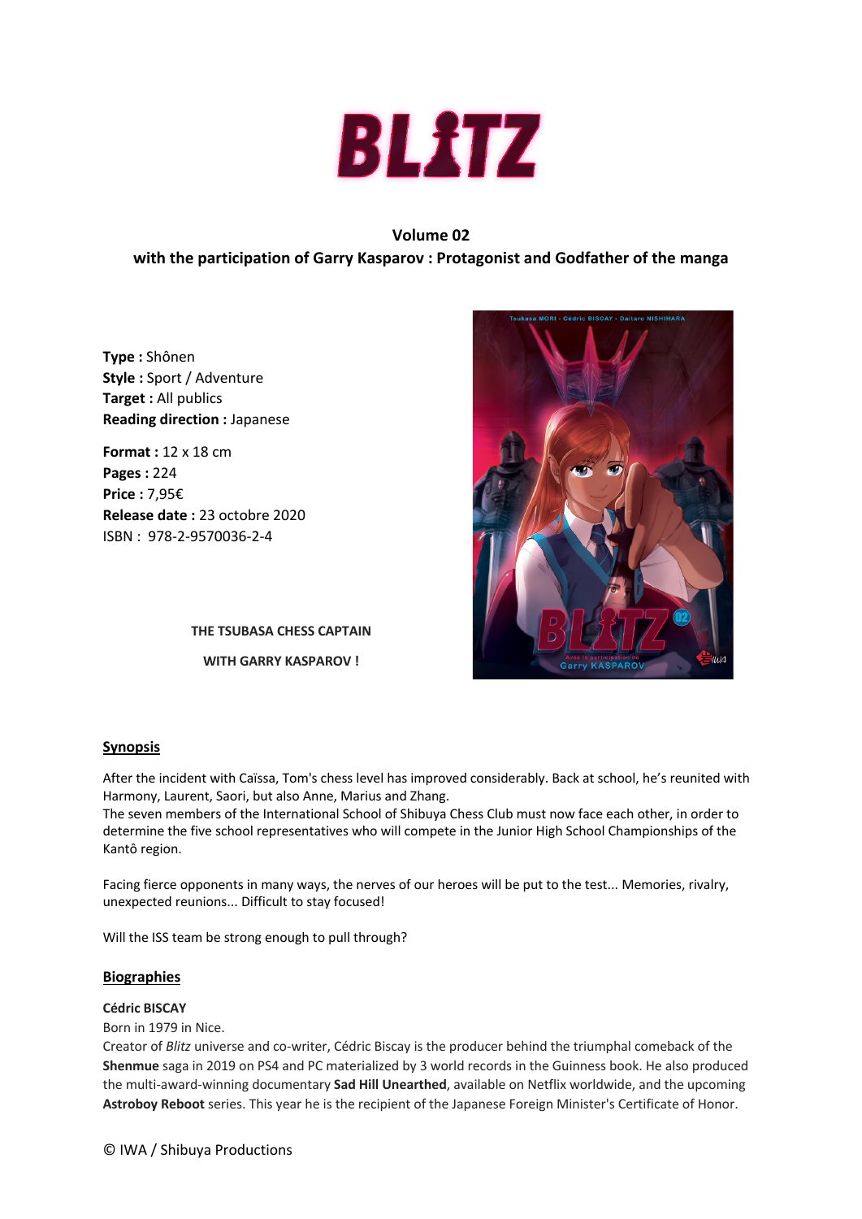# BLITZ

**Volume 02**
**with the participation of Garry Kasparov : Protagonist and Godfather of the manga**

**Type :** Shônen
**Style :** Sport / Adventure
**Target :** All publics
**Reading direction :** Japanese

**Format :** 12 x 18 cm
**Pages :** 224
**Price :** 7,95€
**Release date :** 23 octobre 2020
ISBN : 978-2-9570036-2-4

**THE TSUBASA CHESS CAPTAIN**

**WITH GARRY KASPAROV !**

## Synopsis

After the incident with Caïssa, Tom's chess level has improved considerably. Back at school, he's reunited with Harmony, Laurent, Saori, but also Anne, Marius and Zhang.
The seven members of the International School of Shibuya Chess Club must now face each other, in order to determine the five school representatives who will compete in the Junior High School Championships of the Kantô region.

Facing fierce opponents in many ways, the nerves of our heroes will be put to the test... Memories, rivalry, unexpected reunions... Difficult to stay focused!

Will the ISS team be strong enough to pull through?

## Biographies

**Cédric BISCAY**
Born in 1979 in Nice.
Creator of *Blitz* universe and co-writer, Cédric Biscay is the producer behind the triumphal comeback of the **Shenmue** saga in 2019 on PS4 and PC materialized by 3 world records in the Guinness book. He also produced the multi-award-winning documentary **Sad Hill Unearthed**, available on Netflix worldwide, and the upcoming **Astroboy Reboot** series. This year he is the recipient of the Japanese Foreign Minister's Certificate of Honor.

© IWA / Shibuya Productions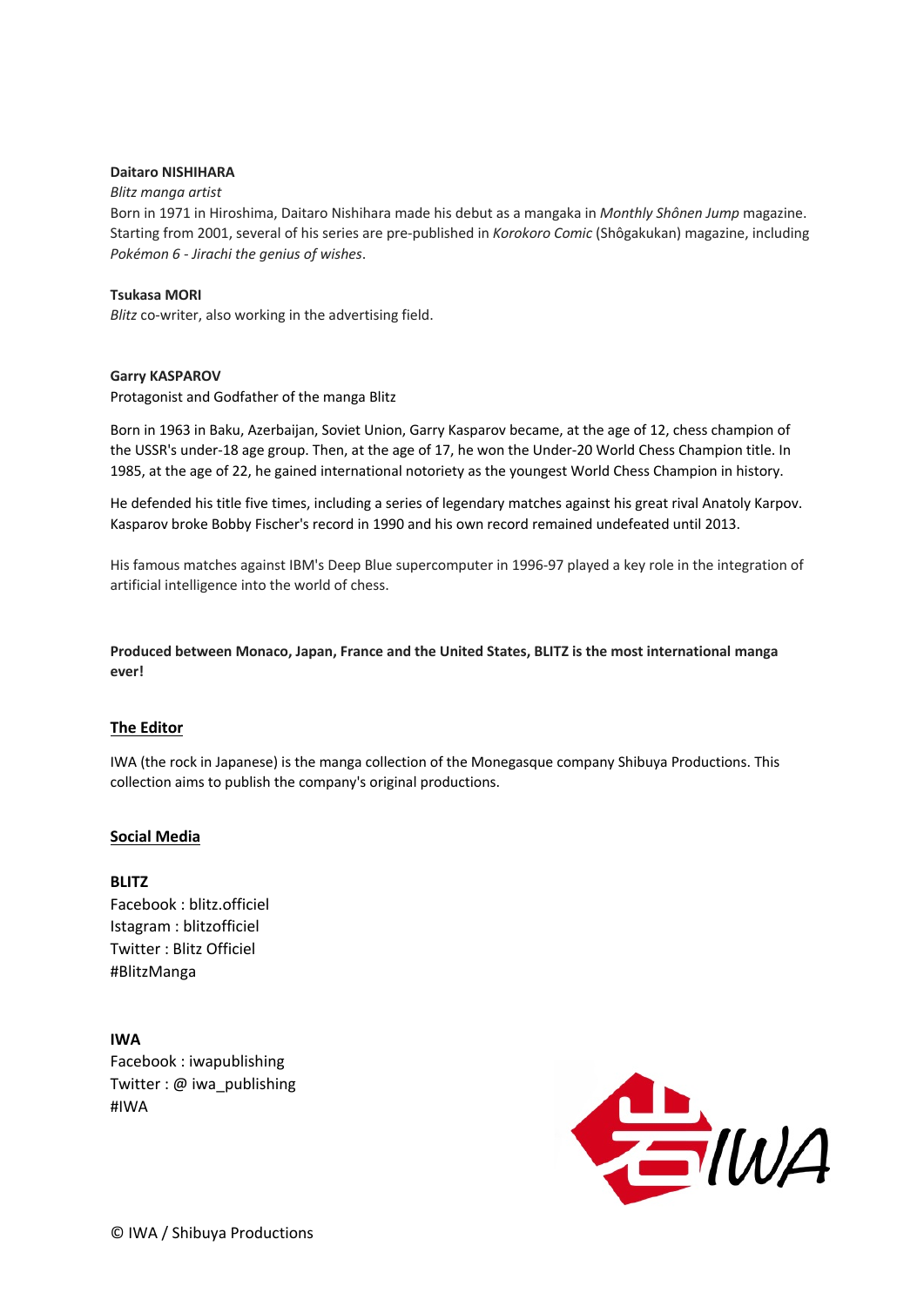**Daitaro NISHIHARA**

*Blitz manga artist*

Born in 1971 in Hiroshima, Daitaro Nishihara made his debut as a mangaka in *Monthly Shônen Jump* magazine. Starting from 2001, several of his series are pre-published in *Korokoro Comic* (Shôgakukan) magazine, including *Pokémon 6 - Jirachi the genius of wishes*.

**Tsukasa MORI**

*Blitz* co-writer, also working in the advertising field.

**Garry KASPAROV**

Protagonist and Godfather of the manga Blitz

Born in 1963 in Baku, Azerbaijan, Soviet Union, Garry Kasparov became, at the age of 12, chess champion of the USSR's under-18 age group. Then, at the age of 17, he won the Under-20 World Chess Champion title. In 1985, at the age of 22, he gained international notoriety as the youngest World Chess Champion in history.

He defended his title five times, including a series of legendary matches against his great rival Anatoly Karpov. Kasparov broke Bobby Fischer's record in 1990 and his own record remained undefeated until 2013.

His famous matches against IBM's Deep Blue supercomputer in 1996-97 played a key role in the integration of artificial intelligence into the world of chess.

**Produced between Monaco, Japan, France and the United States, BLITZ is the most international manga ever!**

## The Editor

IWA (the rock in Japanese) is the manga collection of the Monegasque company Shibuya Productions. This collection aims to publish the company's original productions.

## Social Media

**BLITZ**

Facebook : blitz.officiel
Istagram : blitzofficiel
Twitter : Blitz Officiel
#BlitzManga

**IWA**

Facebook : iwapublishing
Twitter : @ iwa_publishing
#IWA

© IWA / Shibuya Productions